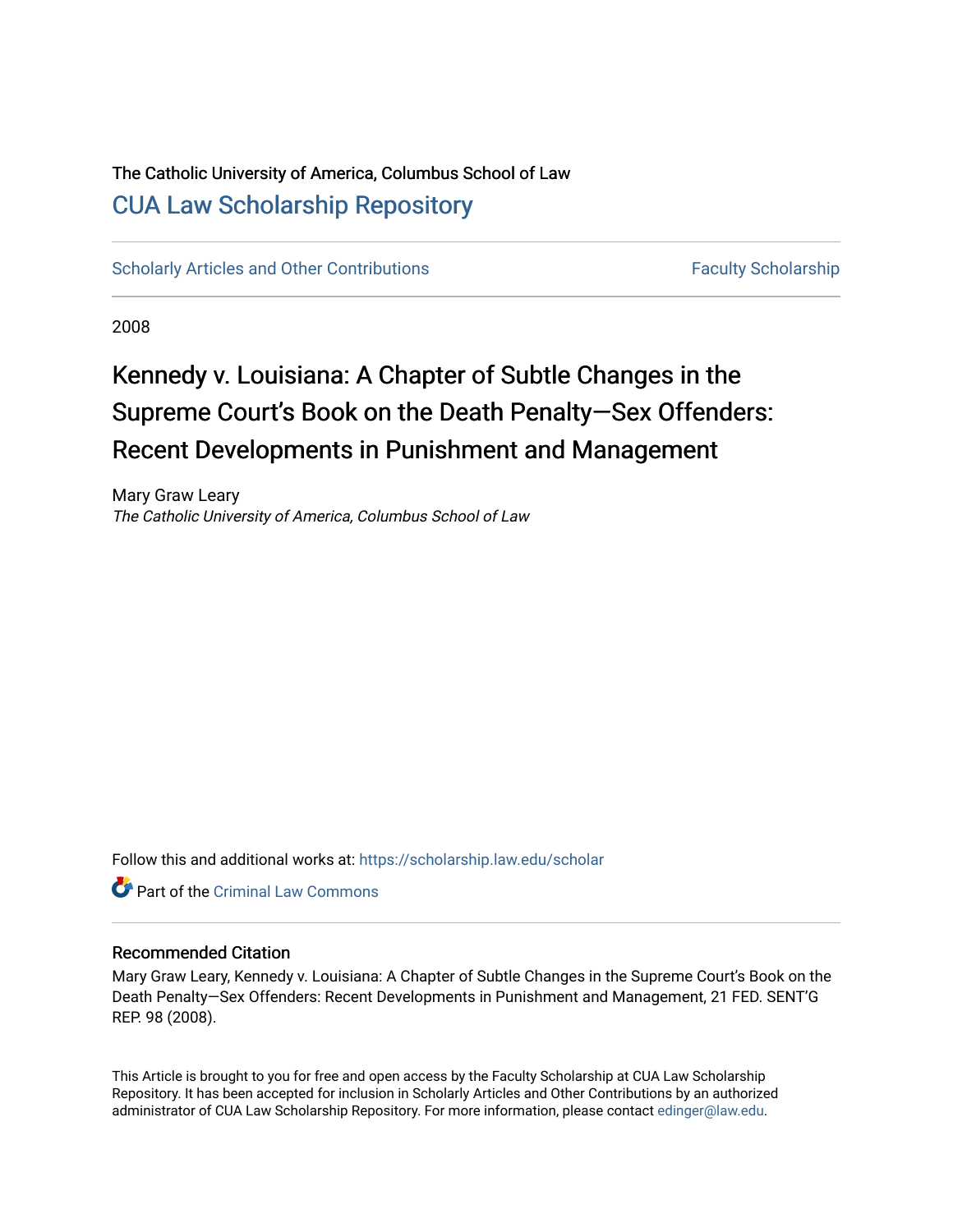The Catholic University of America, Columbus School of Law

# CUA Law Scholarship Repository

Scholarly Articles and Other Contributions | Faculty Scholarship

2008

## Kennedy v. Louisiana: A Chapter of Subtle Changes in the Supreme Court's Book on the Death Penalty—Sex Offenders: Recent Developments in Punishment and Management

Mary Graw Leary
*The Catholic University of America, Columbus School of Law*

Follow this and additional works at: https://scholarship.law.edu/scholar

Part of the Criminal Law Commons

### Recommended Citation

Mary Graw Leary, Kennedy v. Louisiana: A Chapter of Subtle Changes in the Supreme Court's Book on the Death Penalty—Sex Offenders: Recent Developments in Punishment and Management, 21 FED. SENT'G REP. 98 (2008).

This Article is brought to you for free and open access by the Faculty Scholarship at CUA Law Scholarship Repository. It has been accepted for inclusion in Scholarly Articles and Other Contributions by an authorized administrator of CUA Law Scholarship Repository. For more information, please contact edinger@law.edu.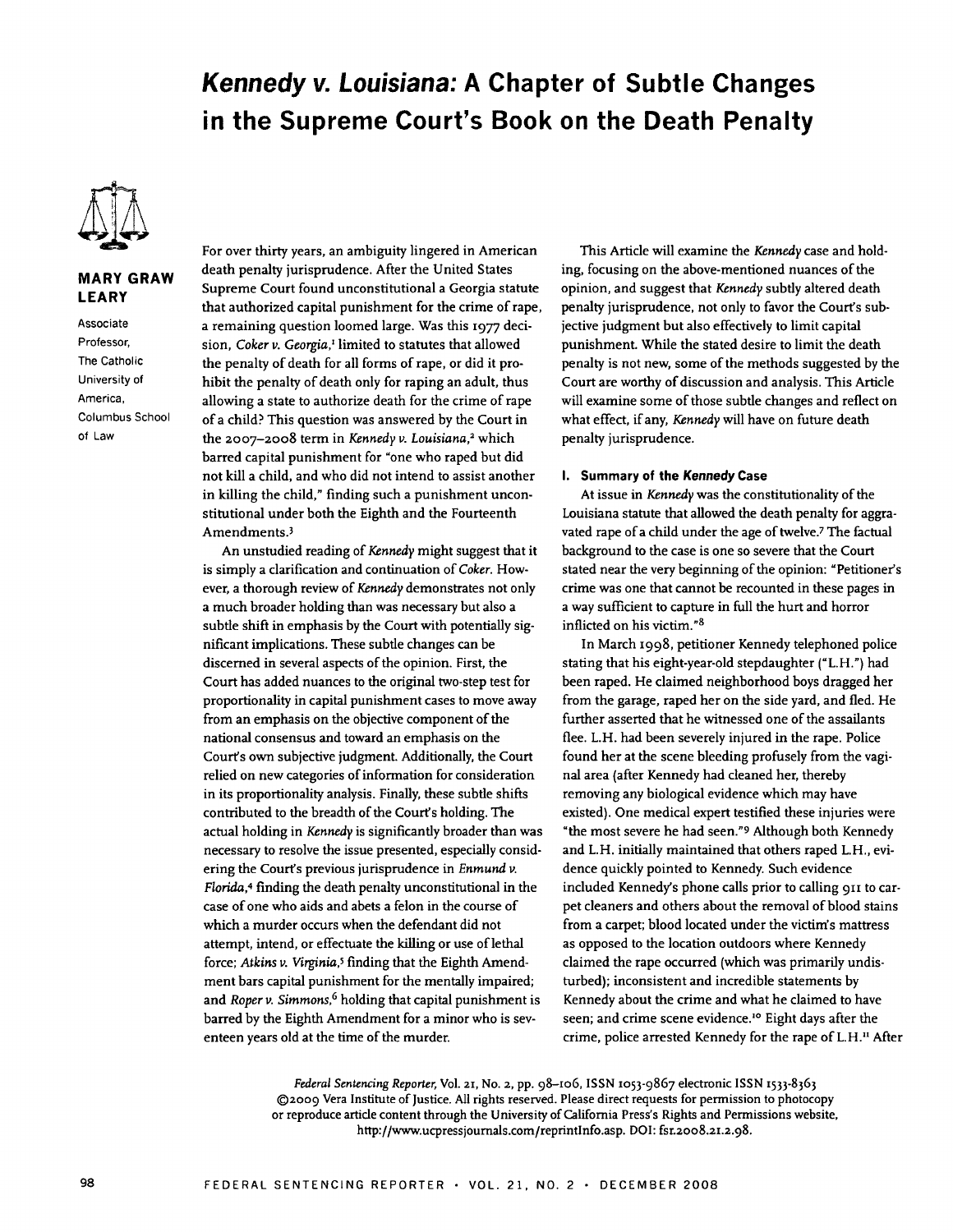# *Kennedy v. Louisiana*: A Chapter of Subtle Changes in the Supreme Court's Book on the Death Penalty

**MARY GRAW LEARY**

Associate Professor, The Catholic University of America, Columbus School of Law

For over thirty years, an ambiguity lingered in American death penalty jurisprudence. After the United States Supreme Court found unconstitutional a Georgia statute that authorized capital punishment for the crime of rape, a remaining question loomed large. Was this 1977 decision, *Coker v. Georgia*,[1] limited to statutes that allowed the penalty of death for all forms of rape, or did it prohibit the penalty of death only for raping an adult, thus allowing a state to authorize death for the crime of rape of a child? This question was answered by the Court in the 2007–2008 term in *Kennedy v. Louisiana*,[2] which barred capital punishment for "one who raped but did not kill a child, and who did not intend to assist another in killing the child," finding such a punishment unconstitutional under both the Eighth and the Fourteenth Amendments.[3]

An unstudied reading of *Kennedy* might suggest that it is simply a clarification and continuation of *Coker*. However, a thorough review of *Kennedy* demonstrates not only a much broader holding than was necessary but also a subtle shift in emphasis by the Court with potentially significant implications. These subtle changes can be discerned in several aspects of the opinion. First, the Court has added nuances to the original two-step test for proportionality in capital punishment cases to move away from an emphasis on the objective component of the national consensus and toward an emphasis on the Court's own subjective judgment. Additionally, the Court relied on new categories of information for consideration in its proportionality analysis. Finally, these subtle shifts contributed to the breadth of the Court's holding. The actual holding in *Kennedy* is significantly broader than was necessary to resolve the issue presented, especially considering the Court's previous jurisprudence in *Enmund v. Florida*,[4] finding the death penalty unconstitutional in the case of one who aids and abets a felon in the course of which a murder occurs when the defendant did not attempt, intend, or effectuate the killing or use of lethal force; *Atkins v. Virginia*,[5] finding that the Eighth Amendment bars capital punishment for the mentally impaired; and *Roper v. Simmons*,[6] holding that capital punishment is barred by the Eighth Amendment for a minor who is seventeen years old at the time of the murder.

This Article will examine the *Kennedy* case and holding, focusing on the above-mentioned nuances of the opinion, and suggest that *Kennedy* subtly altered death penalty jurisprudence, not only to favor the Court's subjective judgment but also effectively to limit capital punishment. While the stated desire to limit the death penalty is not new, some of the methods suggested by the Court are worthy of discussion and analysis. This Article will examine some of those subtle changes and reflect on what effect, if any, *Kennedy* will have on future death penalty jurisprudence.

## I. Summary of the *Kennedy* Case

At issue in *Kennedy* was the constitutionality of the Louisiana statute that allowed the death penalty for aggravated rape of a child under the age of twelve.[7] The factual background to the case is one so severe that the Court stated near the very beginning of the opinion: "Petitioner's crime was one that cannot be recounted in these pages in a way sufficient to capture in full the hurt and horror inflicted on his victim."[8]

In March 1998, petitioner Kennedy telephoned police stating that his eight-year-old stepdaughter ("L.H.") had been raped. He claimed neighborhood boys dragged her from the garage, raped her on the side yard, and fled. He further asserted that he witnessed one of the assailants flee. L.H. had been severely injured in the rape. Police found her at the scene bleeding profusely from the vaginal area (after Kennedy had cleaned her, thereby removing any biological evidence which may have existed). One medical expert testified these injuries were "the most severe he had seen."[9] Although both Kennedy and L.H. initially maintained that others raped L.H., evidence quickly pointed to Kennedy. Such evidence included Kennedy's phone calls prior to calling 911 to carpet cleaners and others about the removal of blood stains from a carpet; blood located under the victim's mattress as opposed to the location outdoors where Kennedy claimed the rape occurred (which was primarily undisturbed); inconsistent and incredible statements by Kennedy about the crime and what he claimed to have seen; and crime scene evidence.[10] Eight days after the crime, police arrested Kennedy for the rape of L.H.[11] After

*Federal Sentencing Reporter*, Vol. 21, No. 2, pp. 98–106, ISSN 1053-9867 electronic ISSN 1533-8363
©2009 Vera Institute of Justice. All rights reserved. Please direct requests for permission to photocopy or reproduce article content through the University of California Press's Rights and Permissions website, http://www.ucpressjournals.com/reprintInfo.asp. DOI: fsr.2008.21.2.98.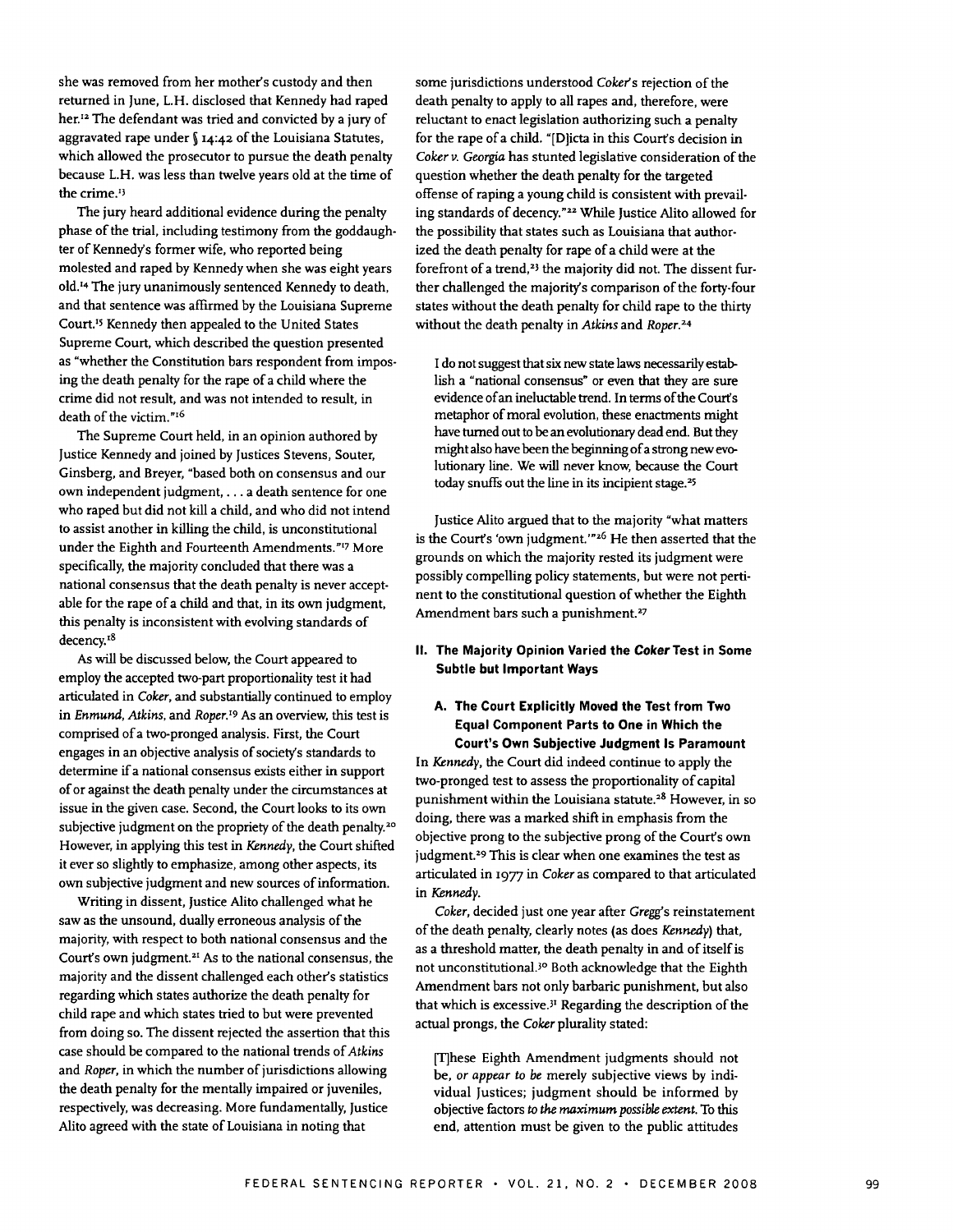she was removed from her mother's custody and then returned in June, L.H. disclosed that Kennedy had raped her.[12] The defendant was tried and convicted by a jury of aggravated rape under § 14:42 of the Louisiana Statutes, which allowed the prosecutor to pursue the death penalty because L.H. was less than twelve years old at the time of the crime.[13]

The jury heard additional evidence during the penalty phase of the trial, including testimony from the goddaughter of Kennedy's former wife, who reported being molested and raped by Kennedy when she was eight years old.[14] The jury unanimously sentenced Kennedy to death, and that sentence was affirmed by the Louisiana Supreme Court.[15] Kennedy then appealed to the United States Supreme Court, which described the question presented as "whether the Constitution bars respondent from imposing the death penalty for the rape of a child where the crime did not result, and was not intended to result, in death of the victim."[16]

The Supreme Court held, in an opinion authored by Justice Kennedy and joined by Justices Stevens, Souter, Ginsberg, and Breyer, "based both on consensus and our own independent judgment, . . . a death sentence for one who raped but did not kill a child, and who did not intend to assist another in killing the child, is unconstitutional under the Eighth and Fourteenth Amendments."[17] More specifically, the majority concluded that there was a national consensus that the death penalty is never acceptable for the rape of a child and that, in its own judgment, this penalty is inconsistent with evolving standards of decency.[18]

As will be discussed below, the Court appeared to employ the accepted two-part proportionality test it had articulated in *Coker*, and substantially continued to employ in *Enmund*, *Atkins*, and *Roper*.[19] As an overview, this test is comprised of a two-pronged analysis. First, the Court engages in an objective analysis of society's standards to determine if a national consensus exists either in support of or against the death penalty under the circumstances at issue in the given case. Second, the Court looks to its own subjective judgment on the propriety of the death penalty.[20] However, in applying this test in *Kennedy*, the Court shifted it ever so slightly to emphasize, among other aspects, its own subjective judgment and new sources of information.

Writing in dissent, Justice Alito challenged what he saw as the unsound, dually erroneous analysis of the majority, with respect to both national consensus and the Court's own judgment.[21] As to the national consensus, the majority and the dissent challenged each other's statistics regarding which states authorize the death penalty for child rape and which states tried to but were prevented from doing so. The dissent rejected the assertion that this case should be compared to the national trends of *Atkins* and *Roper*, in which the number of jurisdictions allowing the death penalty for the mentally impaired or juveniles, respectively, was decreasing. More fundamentally, Justice Alito agreed with the state of Louisiana in noting that some jurisdictions understood *Coker*'s rejection of the death penalty to apply to all rapes and, therefore, were reluctant to enact legislation authorizing such a penalty for the rape of a child. "[D]icta in this Court's decision in *Coker v. Georgia* has stunted legislative consideration of the question whether the death penalty for the targeted offense of raping a young child is consistent with prevailing standards of decency."[22] While Justice Alito allowed for the possibility that states such as Louisiana that authorized the death penalty for rape of a child were at the forefront of a trend,[23] the majority did not. The dissent further challenged the majority's comparison of the forty-four states without the death penalty for child rape to the thirty without the death penalty in *Atkins* and *Roper*.[24]

> I do not suggest that six new state laws necessarily establish a "national consensus" or even that they are sure evidence of an ineluctable trend. In terms of the Court's metaphor of moral evolution, these enactments might have turned out to be an evolutionary dead end. But they might also have been the beginning of a strong new evolutionary line. We will never know, because the Court today snuffs out the line in its incipient stage.[25]

Justice Alito argued that to the majority "what matters is the Court's 'own judgment.'"[26] He then asserted that the grounds on which the majority rested its judgment were possibly compelling policy statements, but were not pertinent to the constitutional question of whether the Eighth Amendment bars such a punishment.[27]

## II. The Majority Opinion Varied the *Coker* Test in Some Subtle but Important Ways

### A. The Court Explicitly Moved the Test from Two Equal Component Parts to One in Which the Court's Own Subjective Judgment Is Paramount

In *Kennedy*, the Court did indeed continue to apply the two-pronged test to assess the proportionality of capital punishment within the Louisiana statute.[28] However, in so doing, there was a marked shift in emphasis from the objective prong to the subjective prong of the Court's own judgment.[29] This is clear when one examines the test as articulated in 1977 in *Coker* as compared to that articulated in *Kennedy*.

*Coker*, decided just one year after *Gregg*'s reinstatement of the death penalty, clearly notes (as does *Kennedy*) that, as a threshold matter, the death penalty in and of itself is not unconstitutional.[30] Both acknowledge that the Eighth Amendment bars not only barbaric punishment, but also that which is excessive.[31] Regarding the description of the actual prongs, the *Coker* plurality stated:

> [T]hese Eighth Amendment judgments should not be, *or appear to be* merely subjective views by individual Justices; judgment should be informed by objective factors *to the maximum possible extent*. To this end, attention must be given to the public attitudes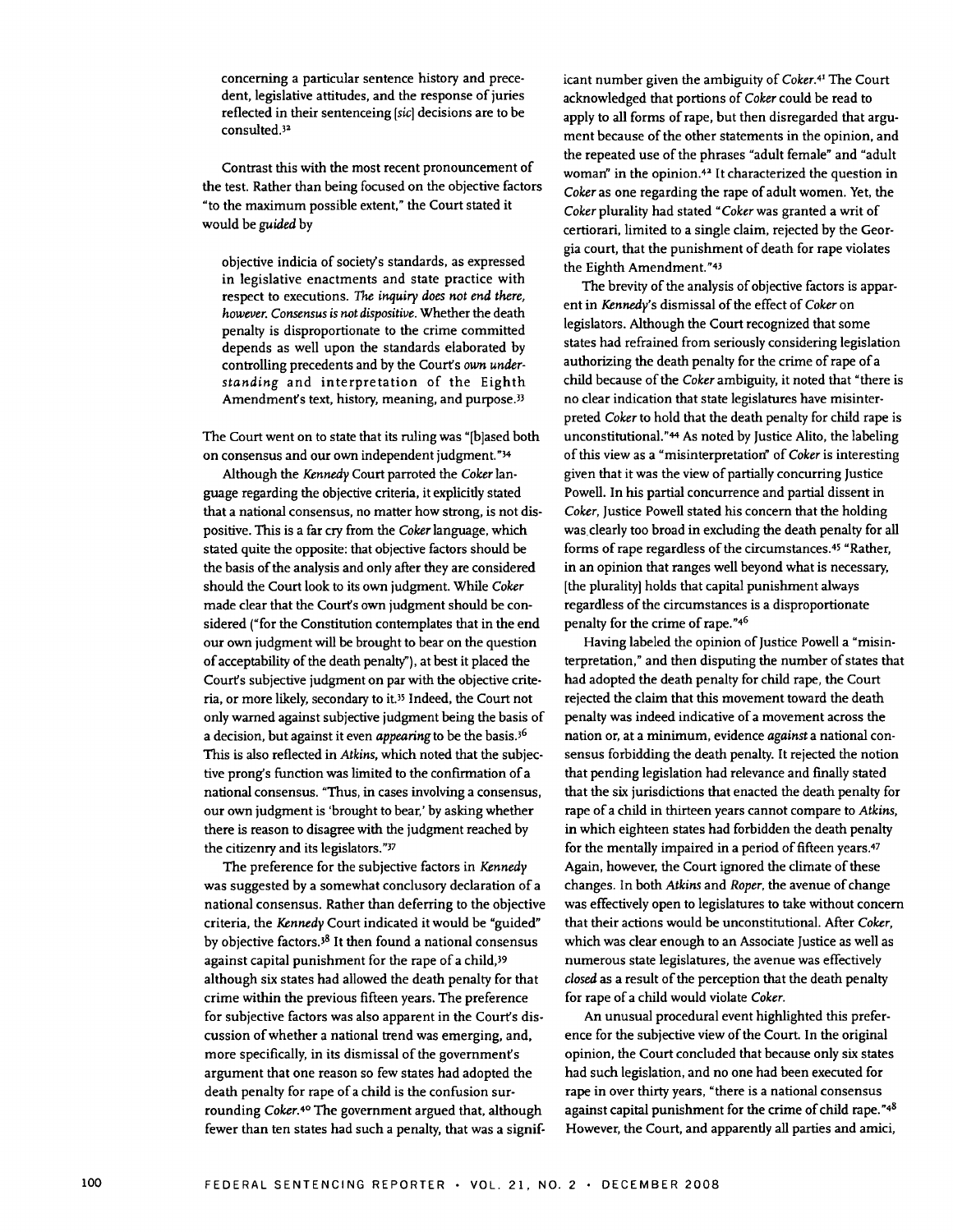concerning a particular sentence history and precedent, legislative attitudes, and the response of juries reflected in their sentenceing [*sic*] decisions are to be consulted.[32]

Contrast this with the most recent pronouncement of the test. Rather than being focused on the objective factors "to the maximum possible extent," the Court stated it would be *guided* by

> objective indicia of society's standards, as expressed in legislative enactments and state practice with respect to executions. *The inquiry does not end there, however. Consensus is not dispositive.* Whether the death penalty is disproportionate to the crime committed depends as well upon the standards elaborated by controlling precedents and by the Court's *own understanding* and interpretation of the Eighth Amendment's text, history, meaning, and purpose.[33]

The Court went on to state that its ruling was "[b]ased both on consensus and our own independent judgment."[34]

Although the *Kennedy* Court parroted the *Coker* language regarding the objective criteria, it explicitly stated that a national consensus, no matter how strong, is not dispositive. This is a far cry from the *Coker* language, which stated quite the opposite: that objective factors should be the basis of the analysis and only after they are considered should the Court look to its own judgment. While *Coker* made clear that the Court's own judgment should be considered ("for the Constitution contemplates that in the end our own judgment will be brought to bear on the question of acceptability of the death penalty"), at best it placed the Court's subjective judgment on par with the objective criteria, or more likely, secondary to it.[35] Indeed, the Court not only warned against subjective judgment being the basis of a decision, but against it even *appearing* to be the basis.[36] This is also reflected in *Atkins*, which noted that the subjective prong's function was limited to the confirmation of a national consensus. "Thus, in cases involving a consensus, our own judgment is 'brought to bear,' by asking whether there is reason to disagree with the judgment reached by the citizenry and its legislators."[37]

The preference for the subjective factors in *Kennedy* was suggested by a somewhat conclusory declaration of a national consensus. Rather than deferring to the objective criteria, the *Kennedy* Court indicated it would be "guided" by objective factors.[38] It then found a national consensus against capital punishment for the rape of a child,[39] although six states had allowed the death penalty for that crime within the previous fifteen years. The preference for subjective factors was also apparent in the Court's discussion of whether a national trend was emerging, and, more specifically, in its dismissal of the government's argument that one reason so few states had adopted the death penalty for rape of a child is the confusion surrounding *Coker*.[40] The government argued that, although fewer than ten states had such a penalty, that was a significant number given the ambiguity of *Coker*.[41] The Court acknowledged that portions of *Coker* could be read to apply to all forms of rape, but then disregarded that argument because of the other statements in the opinion, and the repeated use of the phrases "adult female" and "adult woman" in the opinion.[42] It characterized the question in *Coker* as one regarding the rape of adult women. Yet, the *Coker* plurality had stated "*Coker* was granted a writ of certiorari, limited to a single claim, rejected by the Georgia court, that the punishment of death for rape violates the Eighth Amendment."[43]

The brevity of the analysis of objective factors is apparent in *Kennedy*'s dismissal of the effect of *Coker* on legislators. Although the Court recognized that some states had refrained from seriously considering legislation authorizing the death penalty for the crime of rape of a child because of the *Coker* ambiguity, it noted that "there is no clear indication that state legislatures have misinterpreted *Coker* to hold that the death penalty for child rape is unconstitutional."[44] As noted by Justice Alito, the labeling of this view as a "misinterpretation" of *Coker* is interesting given that it was the view of partially concurring Justice Powell. In his partial concurrence and partial dissent in *Coker*, Justice Powell stated his concern that the holding was clearly too broad in excluding the death penalty for all forms of rape regardless of the circumstances.[45] "Rather, in an opinion that ranges well beyond what is necessary, [the plurality] holds that capital punishment always regardless of the circumstances is a disproportionate penalty for the crime of rape."[46]

Having labeled the opinion of Justice Powell a "misinterpretation," and then disputing the number of states that had adopted the death penalty for child rape, the Court rejected the claim that this movement toward the death penalty was indeed indicative of a movement across the nation or, at a minimum, evidence *against* a national consensus forbidding the death penalty. It rejected the notion that pending legislation had relevance and finally stated that the six jurisdictions that enacted the death penalty for rape of a child in thirteen years cannot compare to *Atkins*, in which eighteen states had forbidden the death penalty for the mentally impaired in a period of fifteen years.[47] Again, however, the Court ignored the climate of these changes. In both *Atkins* and *Roper*, the avenue of change was effectively open to legislatures to take without concern that their actions would be unconstitutional. After *Coker*, which was clear enough to an Associate Justice as well as numerous state legislatures, the avenue was effectively *closed* as a result of the perception that the death penalty for rape of a child would violate *Coker*.

An unusual procedural event highlighted this preference for the subjective view of the Court. In the original opinion, the Court concluded that because only six states had such legislation, and no one had been executed for rape in over thirty years, "there is a national consensus against capital punishment for the crime of child rape."[48] However, the Court, and apparently all parties and amici,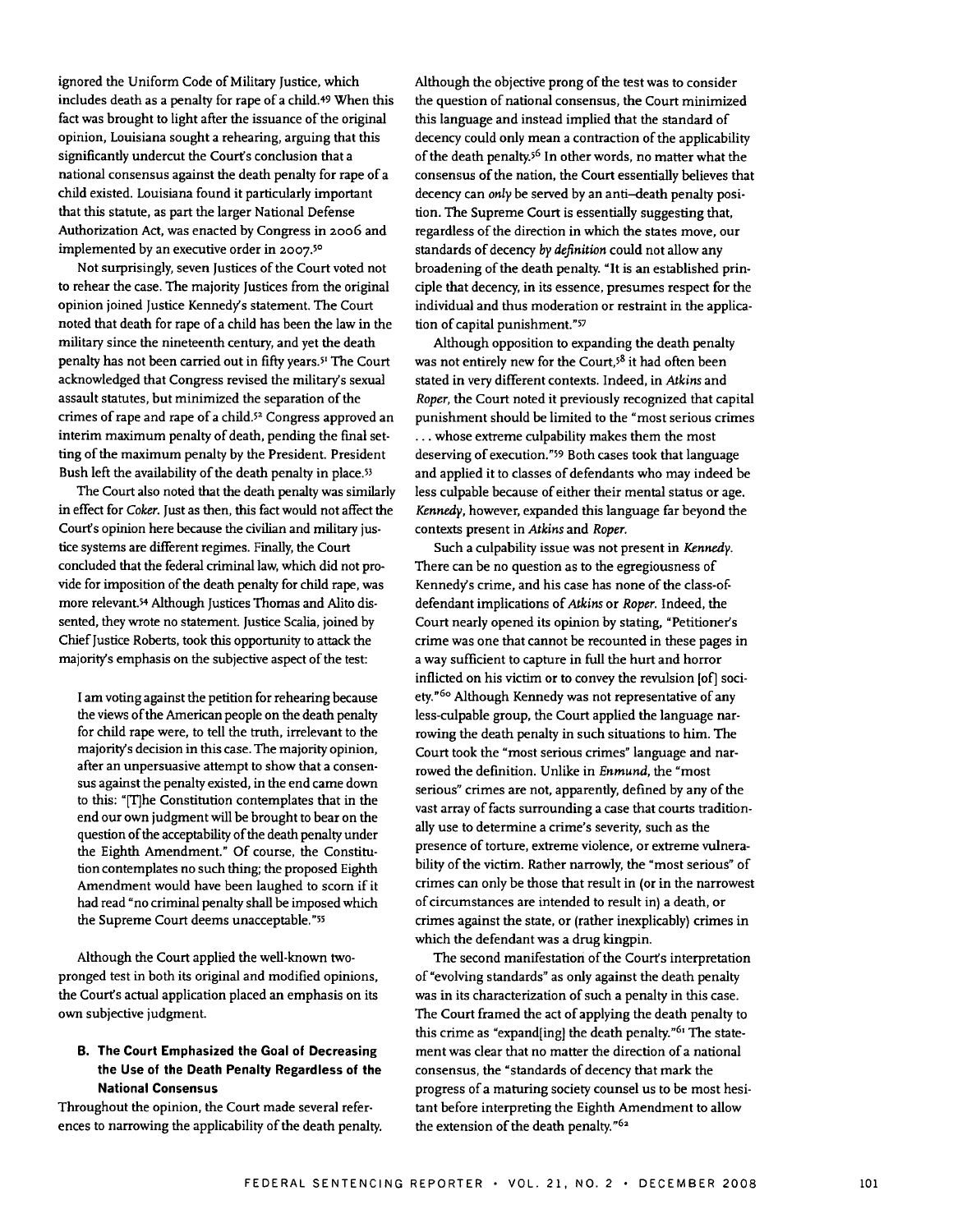ignored the Uniform Code of Military Justice, which includes death as a penalty for rape of a child.[49] When this fact was brought to light after the issuance of the original opinion, Louisiana sought a rehearing, arguing that this significantly undercut the Court's conclusion that a national consensus against the death penalty for rape of a child existed. Louisiana found it particularly important that this statute, as part the larger National Defense Authorization Act, was enacted by Congress in 2006 and implemented by an executive order in 2007.[50]

Not surprisingly, seven Justices of the Court voted not to rehear the case. The majority Justices from the original opinion joined Justice Kennedy's statement. The Court noted that death for rape of a child has been the law in the military since the nineteenth century, and yet the death penalty has not been carried out in fifty years.[51] The Court acknowledged that Congress revised the military's sexual assault statutes, but minimized the separation of the crimes of rape and rape of a child.[52] Congress approved an interim maximum penalty of death, pending the final setting of the maximum penalty by the President. President Bush left the availability of the death penalty in place.[53]

The Court also noted that the death penalty was similarly in effect for *Coker*. Just as then, this fact would not affect the Court's opinion here because the civilian and military justice systems are different regimes. Finally, the Court concluded that the federal criminal law, which did not provide for imposition of the death penalty for child rape, was more relevant.[54] Although Justices Thomas and Alito dissented, they wrote no statement. Justice Scalia, joined by Chief Justice Roberts, took this opportunity to attack the majority's emphasis on the subjective aspect of the test:

> I am voting against the petition for rehearing because the views of the American people on the death penalty for child rape were, to tell the truth, irrelevant to the majority's decision in this case. The majority opinion, after an unpersuasive attempt to show that a consensus against the penalty existed, in the end came down to this: "[T]he Constitution contemplates that in the end our own judgment will be brought to bear on the question of the acceptability of the death penalty under the Eighth Amendment." Of course, the Constitution contemplates no such thing; the proposed Eighth Amendment would have been laughed to scorn if it had read "no criminal penalty shall be imposed which the Supreme Court deems unacceptable."[55]

Although the Court applied the well-known two-pronged test in both its original and modified opinions, the Court's actual application placed an emphasis on its own subjective judgment.

### B. The Court Emphasized the Goal of Decreasing the Use of the Death Penalty Regardless of the National Consensus

Throughout the opinion, the Court made several references to narrowing the applicability of the death penalty. Although the objective prong of the test was to consider the question of national consensus, the Court minimized this language and instead implied that the standard of decency could only mean a contraction of the applicability of the death penalty.[56] In other words, no matter what the consensus of the nation, the Court essentially believes that decency can *only* be served by an anti–death penalty position. The Supreme Court is essentially suggesting that, regardless of the direction in which the states move, our standards of decency *by definition* could not allow any broadening of the death penalty. "It is an established principle that decency, in its essence, presumes respect for the individual and thus moderation or restraint in the application of capital punishment."[57]

Although opposition to expanding the death penalty was not entirely new for the Court,[58] it had often been stated in very different contexts. Indeed, in *Atkins* and *Roper*, the Court noted it previously recognized that capital punishment should be limited to the "most serious crimes . . . whose extreme culpability makes them the most deserving of execution."[59] Both cases took that language and applied it to classes of defendants who may indeed be less culpable because of either their mental status or age. *Kennedy*, however, expanded this language far beyond the contexts present in *Atkins* and *Roper*.

Such a culpability issue was not present in *Kennedy*. There can be no question as to the egregiousness of Kennedy's crime, and his case has none of the class-of-defendant implications of *Atkins* or *Roper*. Indeed, the Court nearly opened its opinion by stating, "Petitioner's crime was one that cannot be recounted in these pages in a way sufficient to capture in full the hurt and horror inflicted on his victim or to convey the revulsion [of] society."[60] Although Kennedy was not representative of any less-culpable group, the Court applied the language narrowing the death penalty in such situations to him. The Court took the "most serious crimes" language and narrowed the definition. Unlike in *Enmund*, the "most serious" crimes are not, apparently, defined by any of the vast array of facts surrounding a case that courts traditionally use to determine a crime's severity, such as the presence of torture, extreme violence, or extreme vulnerability of the victim. Rather narrowly, the "most serious" of crimes can only be those that result in (or in the narrowest of circumstances are intended to result in) a death, or crimes against the state, or (rather inexplicably) crimes in which the defendant was a drug kingpin.

The second manifestation of the Court's interpretation of "evolving standards" as only against the death penalty was in its characterization of such a penalty in this case. The Court framed the act of applying the death penalty to this crime as "expand[ing] the death penalty."[61] The statement was clear that no matter the direction of a national consensus, the "standards of decency that mark the progress of a maturing society counsel us to be most hesitant before interpreting the Eighth Amendment to allow the extension of the death penalty."[62]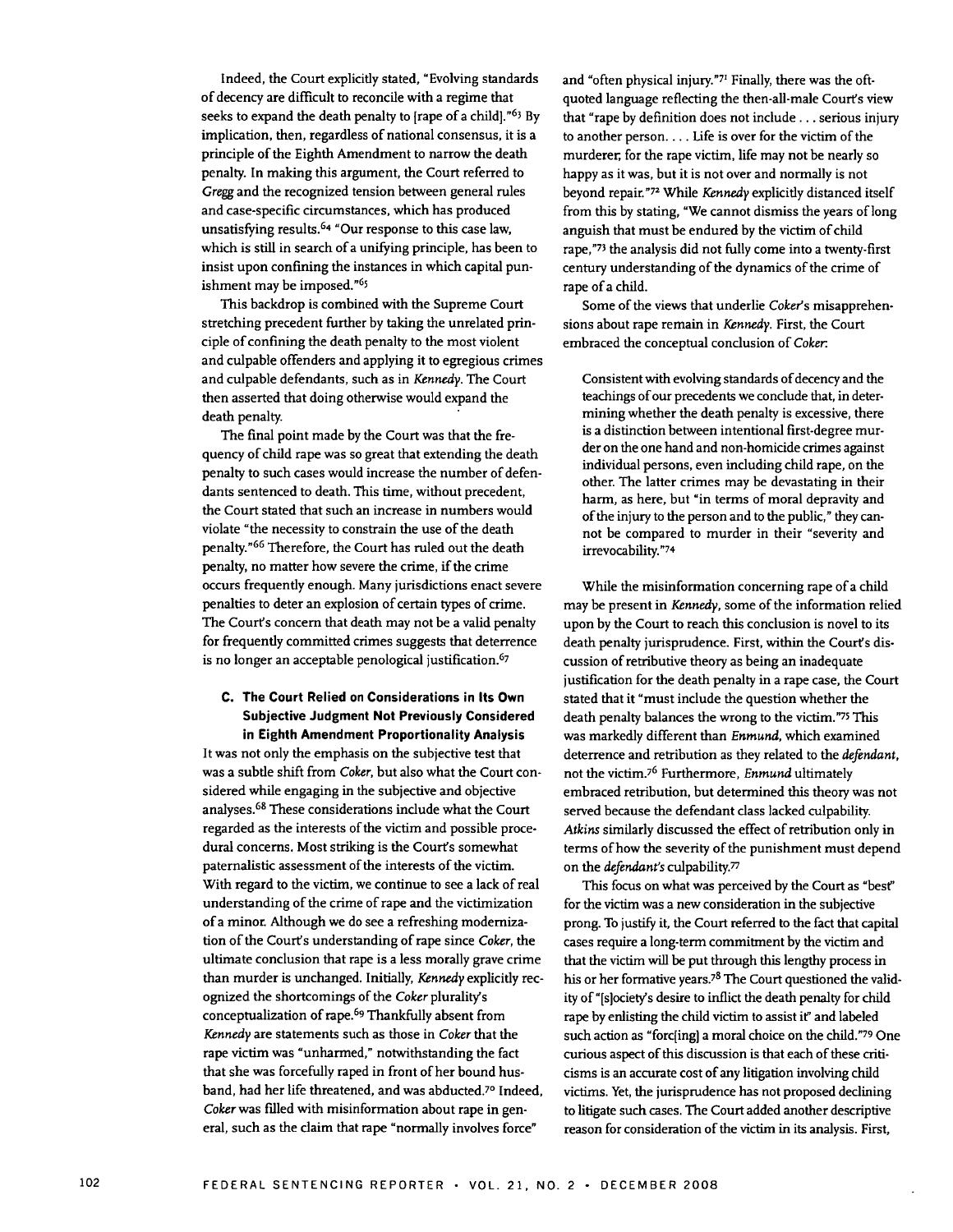Indeed, the Court explicitly stated, "Evolving standards of decency are difficult to reconcile with a regime that seeks to expand the death penalty to [rape of a child]."[63] By implication, then, regardless of national consensus, it is a principle of the Eighth Amendment to narrow the death penalty. In making this argument, the Court referred to *Gregg* and the recognized tension between general rules and case-specific circumstances, which has produced unsatisfying results.[64] "Our response to this case law, which is still in search of a unifying principle, has been to insist upon confining the instances in which capital punishment may be imposed."[65]

This backdrop is combined with the Supreme Court stretching precedent further by taking the unrelated principle of confining the death penalty to the most violent and culpable offenders and applying it to egregious crimes and culpable defendants, such as in *Kennedy*. The Court then asserted that doing otherwise would expand the death penalty.

The final point made by the Court was that the frequency of child rape was so great that extending the death penalty to such cases would increase the number of defendants sentenced to death. This time, without precedent, the Court stated that such an increase in numbers would violate "the necessity to constrain the use of the death penalty."[66] Therefore, the Court has ruled out the death penalty, no matter how severe the crime, if the crime occurs frequently enough. Many jurisdictions enact severe penalties to deter an explosion of certain types of crime. The Court's concern that death may not be a valid penalty for frequently committed crimes suggests that deterrence is no longer an acceptable penological justification.[67]

### C. The Court Relied on Considerations in Its Own Subjective Judgment Not Previously Considered in Eighth Amendment Proportionality Analysis

It was not only the emphasis on the subjective test that was a subtle shift from *Coker*, but also what the Court considered while engaging in the subjective and objective analyses.[68] These considerations include what the Court regarded as the interests of the victim and possible procedural concerns. Most striking is the Court's somewhat paternalistic assessment of the interests of the victim. With regard to the victim, we continue to see a lack of real understanding of the crime of rape and the victimization of a minor. Although we do see a refreshing modernization of the Court's understanding of rape since *Coker*, the ultimate conclusion that rape is a less morally grave crime than murder is unchanged. Initially, *Kennedy* explicitly recognized the shortcomings of the *Coker* plurality's conceptualization of rape.[69] Thankfully absent from *Kennedy* are statements such as those in *Coker* that the rape victim was "unharmed," notwithstanding the fact that she was forcefully raped in front of her bound husband, had her life threatened, and was abducted.[70] Indeed, *Coker* was filled with misinformation about rape in general, such as the claim that rape "normally involves force" and "often physical injury."[71] Finally, there was the oft-quoted language reflecting the then-all-male Court's view that "rape by definition does not include . . . serious injury to another person. . . . Life is over for the victim of the murderer, for the rape victim, life may not be nearly so happy as it was, but it is not over and normally is not beyond repair."[72] While *Kennedy* explicitly distanced itself from this by stating, "We cannot dismiss the years of long anguish that must be endured by the victim of child rape,"[73] the analysis did not fully come into a twenty-first century understanding of the dynamics of the crime of rape of a child.

Some of the views that underlie *Coker*'s misapprehensions about rape remain in *Kennedy*. First, the Court embraced the conceptual conclusion of *Coker*:

> Consistent with evolving standards of decency and the teachings of our precedents we conclude that, in determining whether the death penalty is excessive, there is a distinction between intentional first-degree murder on the one hand and non-homicide crimes against individual persons, even including child rape, on the other. The latter crimes may be devastating in their harm, as here, but "in terms of moral depravity and of the injury to the person and to the public," they cannot be compared to murder in their "severity and irrevocability."[74]

While the misinformation concerning rape of a child may be present in *Kennedy*, some of the information relied upon by the Court to reach this conclusion is novel to its death penalty jurisprudence. First, within the Court's discussion of retributive theory as being an inadequate justification for the death penalty in a rape case, the Court stated that it "must include the question whether the death penalty balances the wrong to the victim."[75] This was markedly different than *Enmund*, which examined deterrence and retribution as they related to the *defendant*, not the victim.[76] Furthermore, *Enmund* ultimately embraced retribution, but determined this theory was not served because the defendant class lacked culpability. *Atkins* similarly discussed the effect of retribution only in terms of how the severity of the punishment must depend on the *defendant's* culpability.[77]

This focus on what was perceived by the Court as "best" for the victim was a new consideration in the subjective prong. To justify it, the Court referred to the fact that capital cases require a long-term commitment by the victim and that the victim will be put through this lengthy process in his or her formative years.[78] The Court questioned the validity of "[s]ociety's desire to inflict the death penalty for child rape by enlisting the child victim to assist it" and labeled such action as "forc[ing] a moral choice on the child."[79] One curious aspect of this discussion is that each of these criticisms is an accurate cost of any litigation involving child victims. Yet, the jurisprudence has not proposed declining to litigate such cases. The Court added another descriptive reason for consideration of the victim in its analysis. First,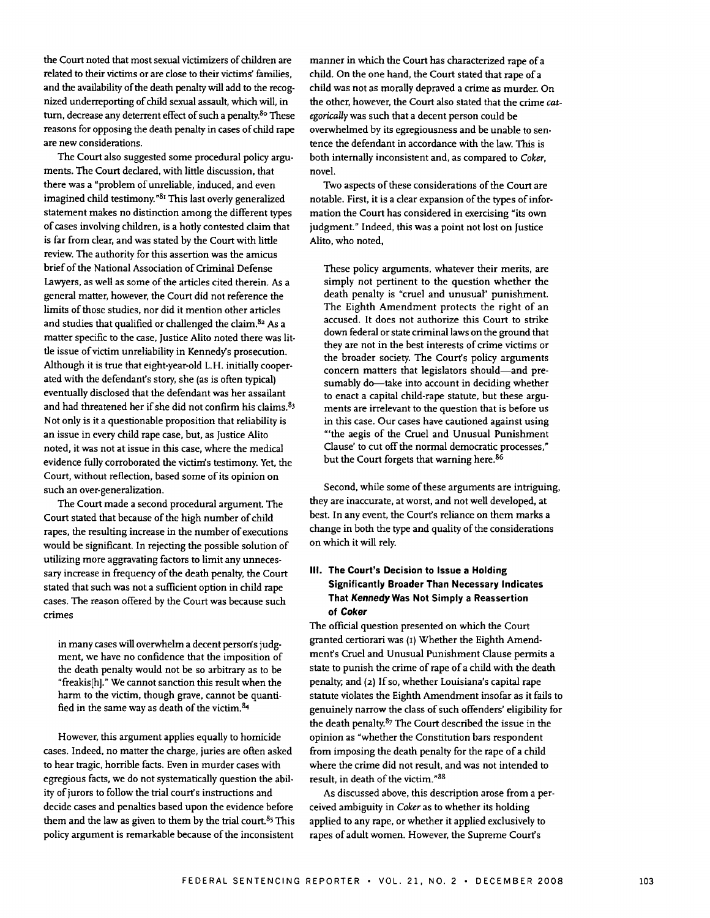the Court noted that most sexual victimizers of children are related to their victims or are close to their victims' families, and the availability of the death penalty will add to the recognized underreporting of child sexual assault, which will, in turn, decrease any deterrent effect of such a penalty.[80] These reasons for opposing the death penalty in cases of child rape are new considerations.

The Court also suggested some procedural policy arguments. The Court declared, with little discussion, that there was a "problem of unreliable, induced, and even imagined child testimony."[81] This last overly generalized statement makes no distinction among the different types of cases involving children, is a hotly contested claim that is far from clear, and was stated by the Court with little review. The authority for this assertion was the amicus brief of the National Association of Criminal Defense Lawyers, as well as some of the articles cited therein. As a general matter, however, the Court did not reference the limits of those studies, nor did it mention other articles and studies that qualified or challenged the claim.[82] As a matter specific to the case, Justice Alito noted there was little issue of victim unreliability in Kennedy's prosecution. Although it is true that eight-year-old L.H. initially cooperated with the defendant's story, she (as is often typical) eventually disclosed that the defendant was her assailant and had threatened her if she did not confirm his claims.[83] Not only is it a questionable proposition that reliability is an issue in every child rape case, but, as Justice Alito noted, it was not at issue in this case, where the medical evidence fully corroborated the victim's testimony. Yet, the Court, without reflection, based some of its opinion on such an over-generalization.

The Court made a second procedural argument. The Court stated that because of the high number of child rapes, the resulting increase in the number of executions would be significant. In rejecting the possible solution of utilizing more aggravating factors to limit any unnecessary increase in frequency of the death penalty, the Court stated that such was not a sufficient option in child rape cases. The reason offered by the Court was because such crimes

> in many cases will overwhelm a decent person's judgment, we have no confidence that the imposition of the death penalty would not be so arbitrary as to be "freakis[h]." We cannot sanction this result when the harm to the victim, though grave, cannot be quantified in the same way as death of the victim.[84]

However, this argument applies equally to homicide cases. Indeed, no matter the charge, juries are often asked to hear tragic, horrible facts. Even in murder cases with egregious facts, we do not systematically question the ability of jurors to follow the trial court's instructions and decide cases and penalties based upon the evidence before them and the law as given to them by the trial court.[85] This policy argument is remarkable because of the inconsistent manner in which the Court has characterized rape of a child. On the one hand, the Court stated that rape of a child was not as morally depraved a crime as murder. On the other, however, the Court also stated that the crime *categorically* was such that a decent person could be overwhelmed by its egregiousness and be unable to sentence the defendant in accordance with the law. This is both internally inconsistent and, as compared to *Coker*, novel.

Two aspects of these considerations of the Court are notable. First, it is a clear expansion of the types of information the Court has considered in exercising "its own judgment." Indeed, this was a point not lost on Justice Alito, who noted,

> These policy arguments, whatever their merits, are simply not pertinent to the question whether the death penalty is "cruel and unusual" punishment. The Eighth Amendment protects the right of an accused. It does not authorize this Court to strike down federal or state criminal laws on the ground that they are not in the best interests of crime victims or the broader society. The Court's policy arguments concern matters that legislators should—and presumably do—take into account in deciding whether to enact a capital child-rape statute, but these arguments are irrelevant to the question that is before us in this case. Our cases have cautioned against using "'the aegis of the Cruel and Unusual Punishment Clause' to cut off the normal democratic processes," but the Court forgets that warning here.[86]

Second, while some of these arguments are intriguing, they are inaccurate, at worst, and not well developed, at best. In any event, the Court's reliance on them marks a change in both the type and quality of the considerations on which it will rely.

## III. The Court's Decision to Issue a Holding Significantly Broader Than Necessary Indicates That *Kennedy* Was Not Simply a Reassertion of *Coker*

The official question presented on which the Court granted certiorari was (1) Whether the Eighth Amendment's Cruel and Unusual Punishment Clause permits a state to punish the crime of rape of a child with the death penalty; and (2) If so, whether Louisiana's capital rape statute violates the Eighth Amendment insofar as it fails to genuinely narrow the class of such offenders' eligibility for the death penalty.[87] The Court described the issue in the opinion as "whether the Constitution bars respondent from imposing the death penalty for the rape of a child where the crime did not result, and was not intended to result, in death of the victim."[88]

As discussed above, this description arose from a perceived ambiguity in *Coker* as to whether its holding applied to any rape, or whether it applied exclusively to rapes of adult women. However, the Supreme Court's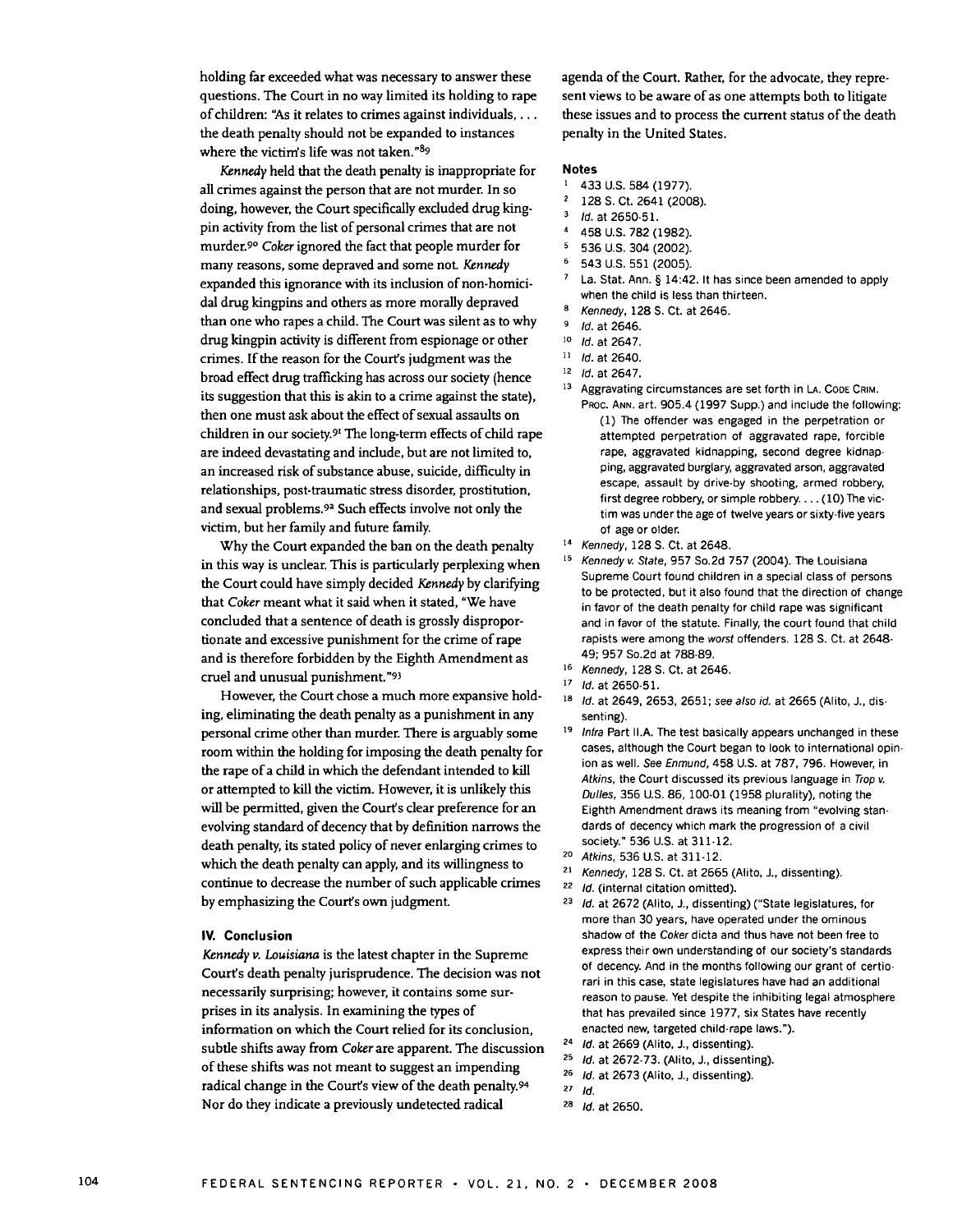holding far exceeded what was necessary to answer these questions. The Court in no way limited its holding to rape of children: "As it relates to crimes against individuals, . . . the death penalty should not be expanded to instances where the victim's life was not taken."[89]

*Kennedy* held that the death penalty is inappropriate for all crimes against the person that are not murder. In so doing, however, the Court specifically excluded drug kingpin activity from the list of personal crimes that are not murder.[90] *Coker* ignored the fact that people murder for many reasons, some depraved and some not. *Kennedy* expanded this ignorance with its inclusion of non-homicidal drug kingpins and others as more morally depraved than one who rapes a child. The Court was silent as to why drug kingpin activity is different from espionage or other crimes. If the reason for the Court's judgment was the broad effect drug trafficking has across our society (hence its suggestion that this is akin to a crime against the state), then one must ask about the effect of sexual assaults on children in our society.[91] The long-term effects of child rape are indeed devastating and include, but are not limited to, an increased risk of substance abuse, suicide, difficulty in relationships, post-traumatic stress disorder, prostitution, and sexual problems.[92] Such effects involve not only the victim, but her family and future family.

Why the Court expanded the ban on the death penalty in this way is unclear. This is particularly perplexing when the Court could have simply decided *Kennedy* by clarifying that *Coker* meant what it said when it stated, "We have concluded that a sentence of death is grossly disproportionate and excessive punishment for the crime of rape and is therefore forbidden by the Eighth Amendment as cruel and unusual punishment."[93]

However, the Court chose a much more expansive holding, eliminating the death penalty as a punishment in any personal crime other than murder. There is arguably some room within the holding for imposing the death penalty for the rape of a child in which the defendant intended to kill or attempted to kill the victim. However, it is unlikely this will be permitted, given the Court's clear preference for an evolving standard of decency that by definition narrows the death penalty, its stated policy of never enlarging crimes to which the death penalty can apply, and its willingness to continue to decrease the number of such applicable crimes by emphasizing the Court's own judgment.

## IV. Conclusion

*Kennedy v. Louisiana* is the latest chapter in the Supreme Court's death penalty jurisprudence. The decision was not necessarily surprising; however, it contains some surprises in its analysis. In examining the types of information on which the Court relied for its conclusion, subtle shifts away from *Coker* are apparent. The discussion of these shifts was not meant to suggest an impending radical change in the Court's view of the death penalty.[94] Nor do they indicate a previously undetected radical agenda of the Court. Rather, for the advocate, they represent views to be aware of as one attempts both to litigate these issues and to process the current status of the death penalty in the United States.

### Notes

1. 433 U.S. 584 (1977).
2. 128 S. Ct. 2641 (2008).
3. *Id.* at 2650-51.
4. 458 U.S. 782 (1982).
5. 536 U.S. 304 (2002).
6. 543 U.S. 551 (2005).
7. La. Stat. Ann. § 14:42. It has since been amended to apply when the child is less than thirteen.
8. *Kennedy*, 128 S. Ct. at 2646.
9. *Id.* at 2646.
10. *Id.* at 2647.
11. *Id.* at 2640.
12. *Id.* at 2647.
13. Aggravating circumstances are set forth in La. Code Crim. Proc. Ann. art. 905.4 (1997 Supp.) and include the following: (1) The offender was engaged in the perpetration or attempted perpetration of aggravated rape, forcible rape, aggravated kidnapping, second degree kidnapping, aggravated burglary, aggravated arson, aggravated escape, assault by drive-by shooting, armed robbery, first degree robbery, or simple robbery. . . . (10) The victim was under the age of twelve years or sixty-five years of age or older.
14. *Kennedy*, 128 S. Ct. at 2648.
15. *Kennedy v. State*, 957 So.2d 757 (2004). The Louisiana Supreme Court found children in a special class of persons to be protected, but it also found that the direction of change in favor of the death penalty for child rape was significant and in favor of the statute. Finally, the court found that child rapists were among the *worst* offenders. 128 S. Ct. at 2648-49; 957 So.2d at 788-89.
16. *Kennedy*, 128 S. Ct. at 2646.
17. *Id.* at 2650-51.
18. *Id.* at 2649, 2653, 2651; *see also id.* at 2665 (Alito, J., dissenting).
19. *Infra* Part II.A. The test basically appears unchanged in these cases, although the Court began to look to international opinion as well. *See Enmund*, 458 U.S. at 787, 796. However, in *Atkins*, the Court discussed its previous language in *Trop v. Dulles*, 356 U.S. 86, 100-01 (1958 plurality), noting the Eighth Amendment draws its meaning from "evolving standards of decency which mark the progression of a civil society." 536 U.S. at 311-12.
20. *Atkins*, 536 U.S. at 311-12.
21. *Kennedy*, 128 S. Ct. at 2665 (Alito, J., dissenting).
22. *Id.* (internal citation omitted).
23. *Id.* at 2672 (Alito, J., dissenting) ("State legislatures, for more than 30 years, have operated under the ominous shadow of the *Coker* dicta and thus have not been free to express their own understanding of our society's standards of decency. And in the months following our grant of certiorari in this case, state legislatures have had an additional reason to pause. Yet despite the inhibiting legal atmosphere that has prevailed since 1977, six States have recently enacted new, targeted child-rape laws.").
24. *Id.* at 2669 (Alito, J., dissenting).
25. *Id.* at 2672-73. (Alito, J., dissenting).
26. *Id.* at 2673 (Alito, J., dissenting).
27. *Id.*
28. *Id.* at 2650.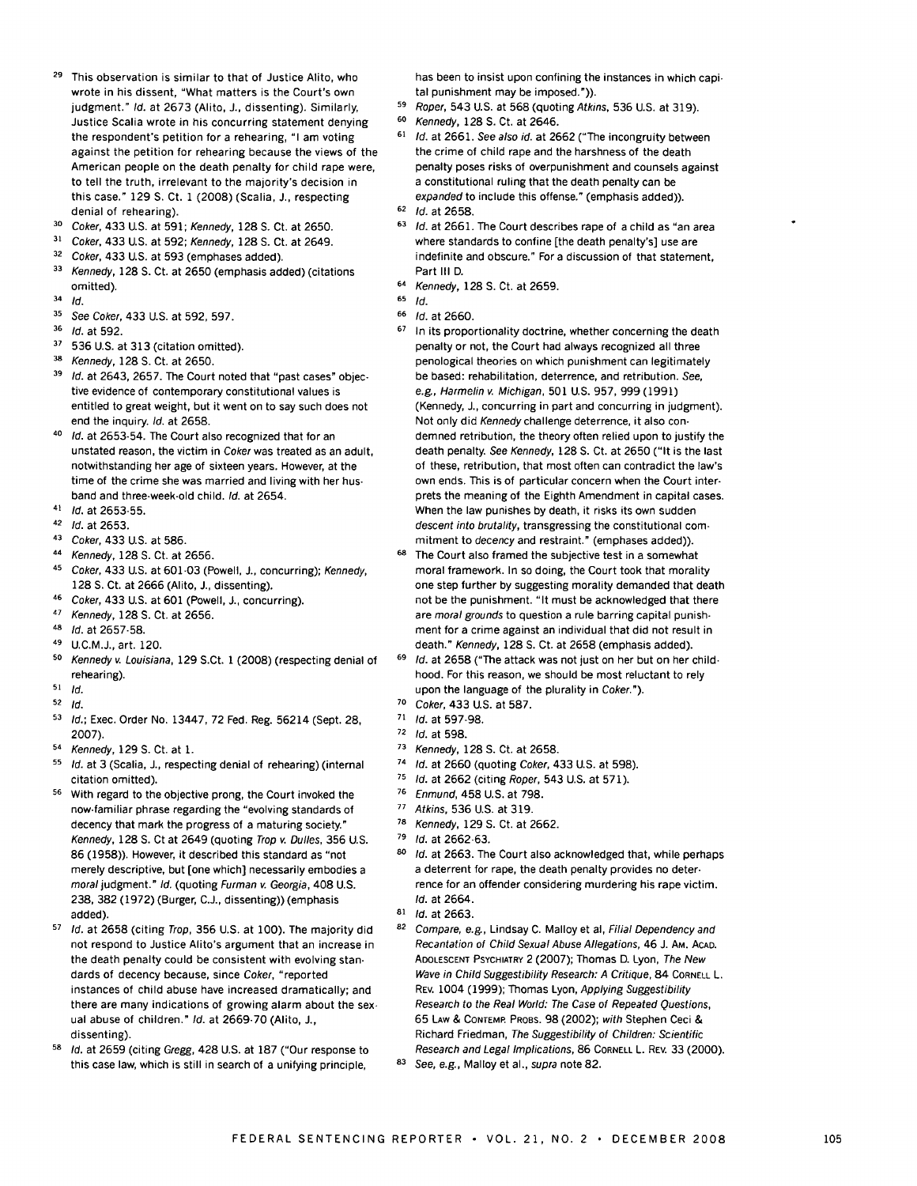[29] This observation is similar to that of Justice Alito, who wrote in his dissent, "What matters is the Court's own judgment." *Id.* at 2673 (Alito, J., dissenting). Similarly, Justice Scalia wrote in his concurring statement denying the respondent's petition for a rehearing, "I am voting against the petition for rehearing because the views of the American people on the death penalty for child rape were, to tell the truth, irrelevant to the majority's decision in this case." 129 S. Ct. 1 (2008) (Scalia, J., respecting denial of rehearing).

[30] *Coker*, 433 U.S. at 591; *Kennedy*, 128 S. Ct. at 2650.

[31] *Coker*, 433 U.S. at 592; *Kennedy*, 128 S. Ct. at 2649.

[32] *Coker*, 433 U.S. at 593 (emphases added).

[33] *Kennedy*, 128 S. Ct. at 2650 (emphasis added) (citations omitted).

[34] *Id.*

[35] *See Coker*, 433 U.S. at 592, 597.

[36] *Id.* at 592.

[37] 536 U.S. at 313 (citation omitted).

[38] *Kennedy*, 128 S. Ct. at 2650.

[39] *Id.* at 2643, 2657. The Court noted that "past cases" objective evidence of contemporary constitutional values is entitled to great weight, but it went on to say such does not end the inquiry. *Id.* at 2658.

[40] *Id.* at 2653-54. The Court also recognized that for an unstated reason, the victim in *Coker* was treated as an adult, notwithstanding her age of sixteen years. However, at the time of the crime she was married and living with her husband and three-week-old child. *Id.* at 2654.

[41] *Id.* at 2653-55.

[42] *Id.* at 2653.

[43] *Coker*, 433 U.S. at 586.

[44] *Kennedy*, 128 S. Ct. at 2656.

[45] *Coker*, 433 U.S. at 601-03 (Powell, J., concurring); *Kennedy*, 128 S. Ct. at 2666 (Alito, J., dissenting).

[46] *Coker*, 433 U.S. at 601 (Powell, J., concurring).

[47] *Kennedy*, 128 S. Ct. at 2656.

[48] *Id.* at 2657-58.

[49] U.C.M.J., art. 120.

[50] *Kennedy v. Louisiana*, 129 S.Ct. 1 (2008) (respecting denial of rehearing).

[51] *Id.*

[52] *Id.*

[53] *Id.*; Exec. Order No. 13447, 72 Fed. Reg. 56214 (Sept. 28, 2007).

[54] *Kennedy*, 129 S. Ct. at 1.

[55] *Id.* at 3 (Scalia, J., respecting denial of rehearing) (internal citation omitted).

[56] With regard to the objective prong, the Court invoked the now-familiar phrase regarding the "evolving standards of decency that mark the progress of a maturing society." *Kennedy*, 128 S. Ct at 2649 (quoting *Trop v. Dulles*, 356 U.S. 86 (1958)). However, it described this standard as "not merely descriptive, but [one which] necessarily embodies a *moral* judgment." *Id.* (quoting *Furman v. Georgia*, 408 U.S. 238, 382 (1972) (Burger, C.J., dissenting)) (emphasis added).

[57] *Id.* at 2658 (citing *Trop*, 356 U.S. at 100). The majority did not respond to Justice Alito's argument that an increase in the death penalty could be consistent with evolving standards of decency because, since *Coker*, "reported instances of child abuse have increased dramatically; and there are many indications of growing alarm about the sexual abuse of children." *Id.* at 2669-70 (Alito, J., dissenting).

[58] *Id.* at 2659 (citing *Gregg*, 428 U.S. at 187 ("Our response to this case law, which is still in search of a unifying principle, has been to insist upon confining the instances in which capital punishment may be imposed.")).

[59] *Roper*, 543 U.S. at 568 (quoting *Atkins*, 536 U.S. at 319).

[60] *Kennedy*, 128 S. Ct. at 2646.

[61] *Id.* at 2661. *See also id.* at 2662 ("The incongruity between the crime of child rape and the harshness of the death penalty poses risks of overpunishment and counsels against a constitutional ruling that the death penalty can be *expanded* to include this offense." (emphasis added)).

[62] *Id.* at 2658.

[63] *Id.* at 2661. The Court describes rape of a child as "an area where standards to confine [the death penalty's] use are indefinite and obscure." For a discussion of that statement, Part III D.

[64] *Kennedy*, 128 S. Ct. at 2659.

[65] *Id.*

[66] *Id.* at 2660.

[67] In its proportionality doctrine, whether concerning the death penalty or not, the Court had always recognized all three penological theories on which punishment can legitimately be based: rehabilitation, deterrence, and retribution. *See, e.g., Harmelin v. Michigan*, 501 U.S. 957, 999 (1991) (Kennedy, J., concurring in part and concurring in judgment). Not only did *Kennedy* challenge deterrence, it also condemned retribution, the theory often relied upon to justify the death penalty. *See Kennedy*, 128 S. Ct. at 2650 ("It is the last of these, retribution, that most often can contradict the law's own ends. This is of particular concern when the Court interprets the meaning of the Eighth Amendment in capital cases. When the law punishes by death, it risks its own sudden *descent into brutality*, transgressing the constitutional commitment to *decency* and restraint." (emphases added)).

[68] The Court also framed the subjective test in a somewhat moral framework. In so doing, the Court took that morality one step further by suggesting morality demanded that death not be the punishment. "It must be acknowledged that there are *moral grounds* to question a rule barring capital punishment for a crime against an individual that did not result in death." *Kennedy*, 128 S. Ct. at 2658 (emphasis added).

[69] *Id.* at 2658 ("The attack was not just on her but on her childhood. For this reason, we should be most reluctant to rely upon the language of the plurality in *Coker*.").

[70] *Coker*, 433 U.S. at 587.

[71] *Id.* at 597-98.

[72] *Id.* at 598.

[73] *Kennedy*, 128 S. Ct. at 2658.

[74] *Id.* at 2660 (quoting *Coker*, 433 U.S. at 598).

[75] *Id.* at 2662 (citing *Roper*, 543 U.S. at 571).

[76] *Enmund*, 458 U.S. at 798.

[77] *Atkins*, 536 U.S. at 319.

[78] *Kennedy*, 129 S. Ct. at 2662.

[79] *Id.* at 2662-63.

[80] *Id.* at 2663. The Court also acknowledged that, while perhaps a deterrent for rape, the death penalty provides no deterrence for an offender considering murdering his rape victim. *Id.* at 2664.

[81] *Id.* at 2663.

[82] *Compare, e.g.*, Lindsay C. Malloy et al, *Filial Dependency and Recantation of Child Sexual Abuse Allegations*, 46 J. Am. Acad. Adolescent Psychiatry 2 (2007); Thomas D. Lyon, *The New Wave in Child Suggestibility Research: A Critique*, 84 Cornell L. Rev. 1004 (1999); Thomas Lyon, *Applying Suggestibility Research to the Real World: The Case of Repeated Questions*, 65 Law & Contemp. Probs. 98 (2002); *with* Stephen Ceci & Richard Friedman, *The Suggestibility of Children: Scientific Research and Legal Implications*, 86 Cornell L. Rev. 33 (2000).

[83] *See, e.g.*, Malloy et al., *supra* note 82.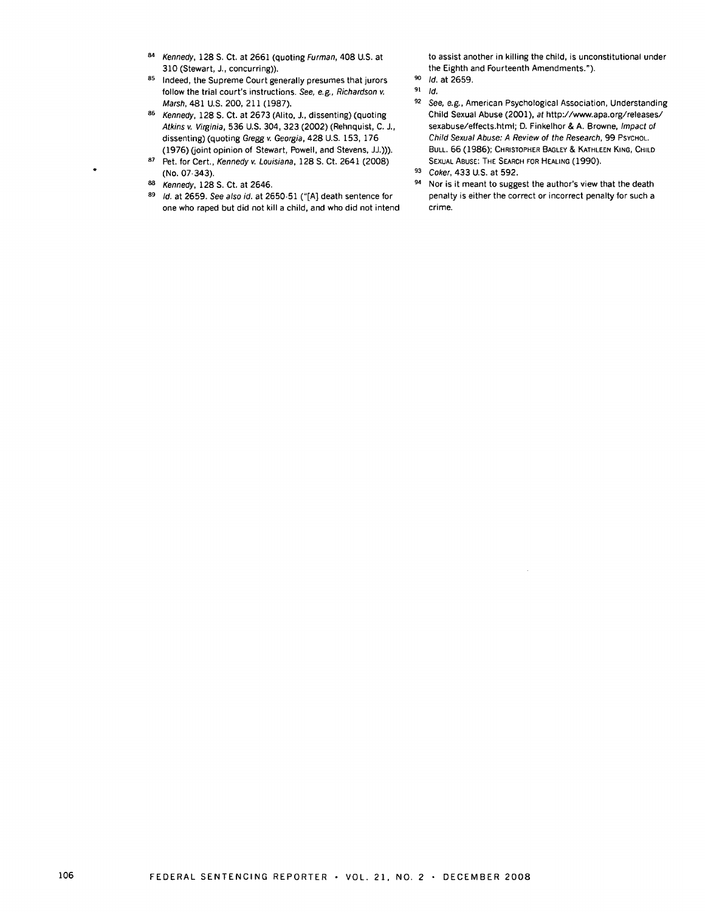[84] *Kennedy*, 128 S. Ct. at 2661 (quoting *Furman*, 408 U.S. at 310 (Stewart, J., concurring)).

[85] Indeed, the Supreme Court generally presumes that jurors follow the trial court's instructions. *See, e.g., Richardson v. Marsh*, 481 U.S. 200, 211 (1987).

[86] *Kennedy*, 128 S. Ct. at 2673 (Alito, J., dissenting) (quoting *Atkins v. Virginia*, 536 U.S. 304, 323 (2002) (Rehnquist, C. J., dissenting) (quoting *Gregg v. Georgia*, 428 U.S. 153, 176 (1976) (joint opinion of Stewart, Powell, and Stevens, JJ.))).

[87] Pet. for Cert., *Kennedy v. Louisiana*, 128 S. Ct. 2641 (2008) (No. 07-343).

[88] *Kennedy*, 128 S. Ct. at 2646.

[89] *Id.* at 2659. *See also id.* at 2650-51 ("[A] death sentence for one who raped but did not kill a child, and who did not intend to assist another in killing the child, is unconstitutional under the Eighth and Fourteenth Amendments.").

[90] *Id.* at 2659.

[91] *Id.*

[92] *See, e.g.*, American Psychological Association, Understanding Child Sexual Abuse (2001), *at* http://www.apa.org/releases/sexabuse/effects.html; D. Finkelhor & A. Browne, *Impact of Child Sexual Abuse: A Review of the Research*, 99 PSYCHOL. BULL. 66 (1986); CHRISTOPHER BAGLEY & KATHLEEN KING, CHILD SEXUAL ABUSE: THE SEARCH FOR HEALING (1990).

[93] *Coker*, 433 U.S. at 592.

[94] Nor is it meant to suggest the author's view that the death penalty is either the correct or incorrect penalty for such a crime.